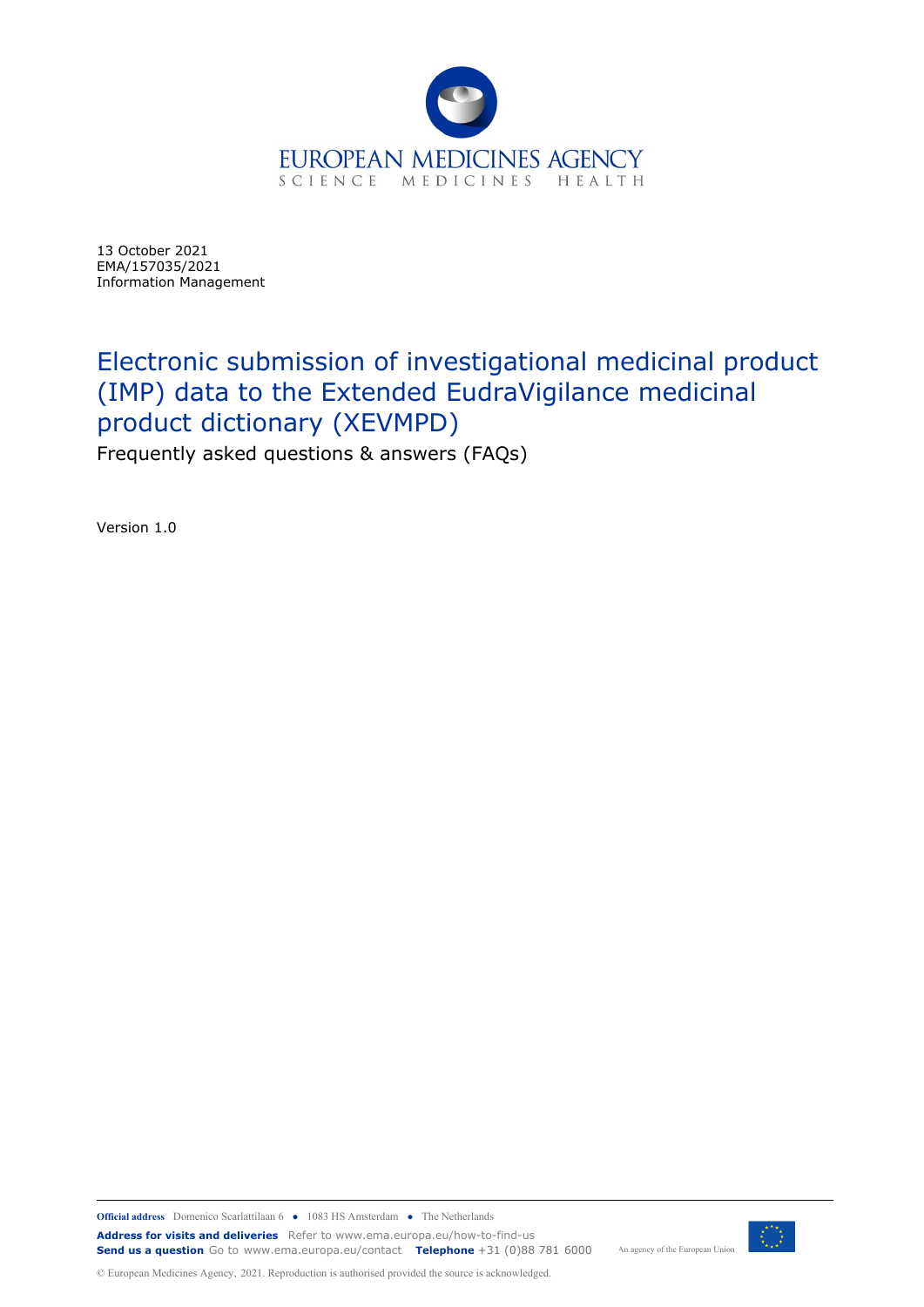13 October 2021
EMA/157035/2021
Information Management

# Electronic submission of investigational medicinal product (IMP) data to the Extended EudraVigilance medicinal product dictionary (XEVMPD)

Frequently asked questions & answers (FAQs)

Version 1.0

**Official address** Domenico Scarlattilaan 6 ● 1083 HS Amsterdam ● The Netherlands
**Address for visits and deliveries** Refer to www.ema.europa.eu/how-to-find-us
**Send us a question** Go to www.ema.europa.eu/contact **Telephone** +31 (0)88 781 6000

An agency of the European Union

© European Medicines Agency, 2021. Reproduction is authorised provided the source is acknowledged.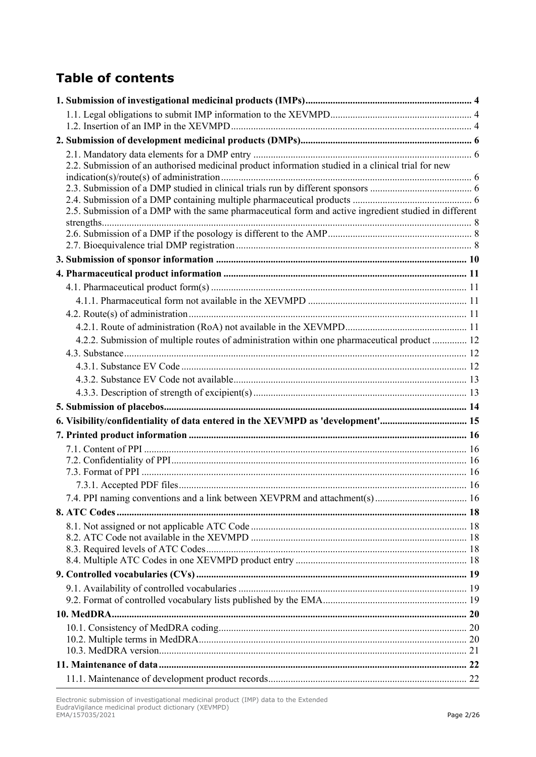# Table of contents

**1. Submission of investigational medicinal products (IMPs) .......... 4**

- 1.1. Legal obligations to submit IMP information to the XEVMPD .......... 4
- 1.2. Insertion of an IMP in the XEVMPD .......... 4

**2. Submission of development medicinal products (DMPs) .......... 6**

- 2.1. Mandatory data elements for a DMP entry .......... 6
- 2.2. Submission of an authorised medicinal product information studied in a clinical trial for new indication(s)/route(s) of administration .......... 6
- 2.3. Submission of a DMP studied in clinical trials run by different sponsors .......... 6
- 2.4. Submission of a DMP containing multiple pharmaceutical products .......... 6
- 2.5. Submission of a DMP with the same pharmaceutical form and active ingredient studied in different strengths .......... 8
- 2.6. Submission of a DMP if the posology is different to the AMP .......... 8
- 2.7. Bioequivalence trial DMP registration .......... 8

**3. Submission of sponsor information .......... 10**

**4. Pharmaceutical product information .......... 11**

- 4.1. Pharmaceutical product form(s) .......... 11
  - 4.1.1. Pharmaceutical form not available in the XEVMPD .......... 11
- 4.2. Route(s) of administration .......... 11
  - 4.2.1. Route of administration (RoA) not available in the XEVMPD .......... 11
  - 4.2.2. Submission of multiple routes of administration within one pharmaceutical product .......... 12
- 4.3. Substance .......... 12
  - 4.3.1. Substance EV Code .......... 12
  - 4.3.2. Substance EV Code not available .......... 13
  - 4.3.3. Description of strength of excipient(s) .......... 13

**5. Submission of placebos .......... 14**

**6. Visibility/confidentiality of data entered in the XEVMPD as 'development' .......... 15**

**7. Printed product information .......... 16**

- 7.1. Content of PPI .......... 16
- 7.2. Confidentiality of PPI .......... 16
- 7.3. Format of PPI .......... 16
  - 7.3.1. Accepted PDF files .......... 16
- 7.4. PPI naming conventions and a link between XEVPRM and attachment(s) .......... 16

**8. ATC Codes .......... 18**

- 8.1. Not assigned or not applicable ATC Code .......... 18
- 8.2. ATC Code not available in the XEVMPD .......... 18
- 8.3. Required levels of ATC Codes .......... 18
- 8.4. Multiple ATC Codes in one XEVMPD product entry .......... 18

**9. Controlled vocabularies (CVs) .......... 19**

- 9.1. Availability of controlled vocabularies .......... 19
- 9.2. Format of controlled vocabulary lists published by the EMA .......... 19

**10. MedDRA .......... 20**

- 10.1. Consistency of MedDRA coding .......... 20
- 10.2. Multiple terms in MedDRA .......... 20
- 10.3. MedDRA version .......... 21

**11. Maintenance of data .......... 22**

- 11.1. Maintenance of development product records .......... 22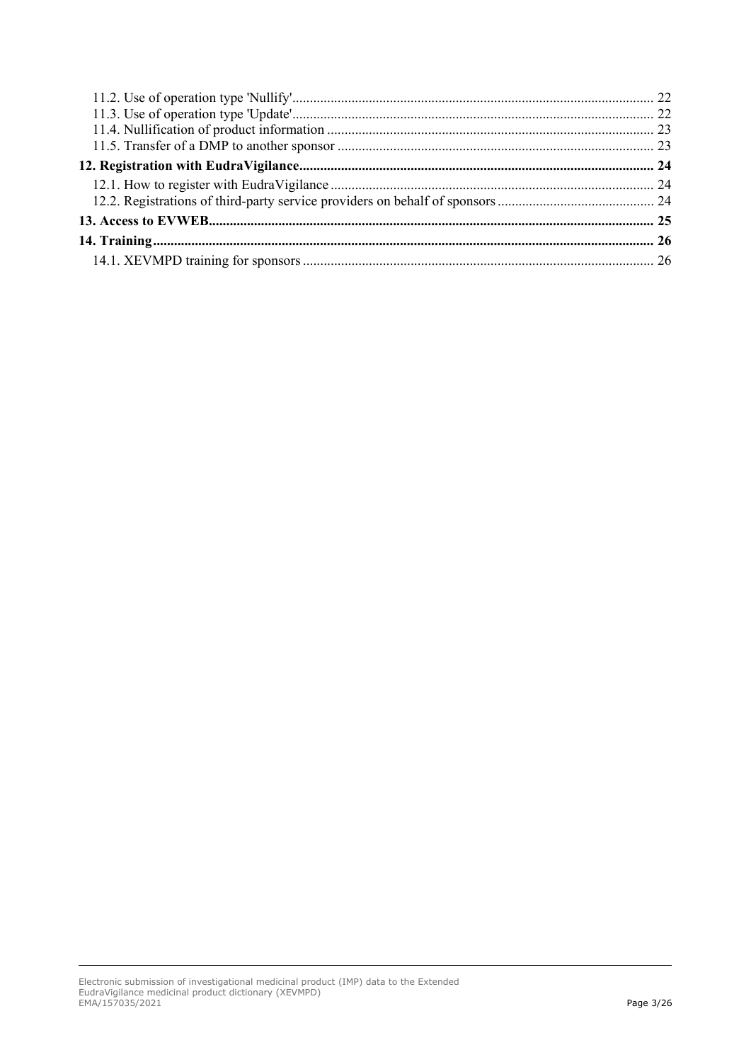11.2. Use of operation type 'Nullify' ....................................................................................................... 22
11.3. Use of operation type 'Update' ....................................................................................................... 22
11.4. Nullification of product information ............................................................................................. 23
11.5. Transfer of a DMP to another sponsor .......................................................................................... 23

**12. Registration with EudraVigilance ..................................................................................................... 24**

12.1. How to register with EudraVigilance ............................................................................................ 24
12.2. Registrations of third-party service providers on behalf of sponsors ............................................. 24

**13. Access to EVWEB ............................................................................................................................. 25**

**14. Training .............................................................................................................................................. 26**

14.1. XEVMPD training for sponsors .................................................................................................... 26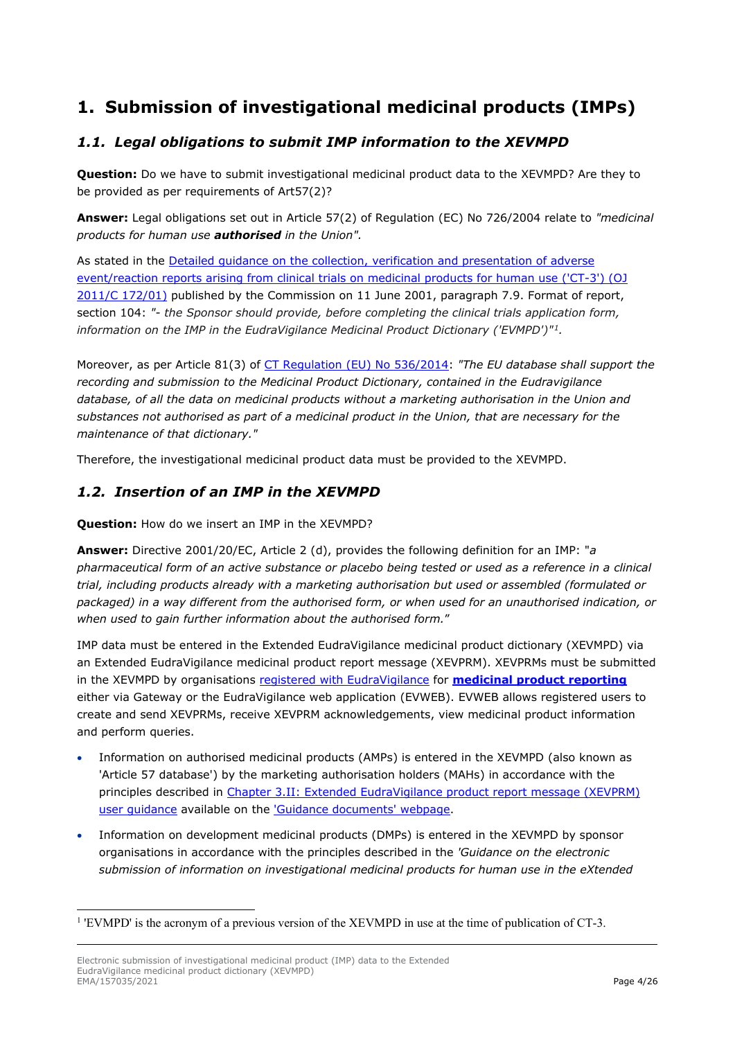# 1. Submission of investigational medicinal products (IMPs)

## *1.1. Legal obligations to submit IMP information to the XEVMPD*

**Question:** Do we have to submit investigational medicinal product data to the XEVMPD? Are they to be provided as per requirements of Art57(2)?

**Answer:** Legal obligations set out in Article 57(2) of Regulation (EC) No 726/2004 relate to *"medicinal products for human use **authorised** in the Union".*

As stated in the Detailed guidance on the collection, verification and presentation of adverse event/reaction reports arising from clinical trials on medicinal products for human use ('CT-3') (OJ 2011/C 172/01) published by the Commission on 11 June 2001, paragraph 7.9. Format of report, section 104: *"- the Sponsor should provide, before completing the clinical trials application form, information on the IMP in the EudraVigilance Medicinal Product Dictionary ('EVMPD')"*[1].

Moreover, as per Article 81(3) of CT Regulation (EU) No 536/2014: *"The EU database shall support the recording and submission to the Medicinal Product Dictionary, contained in the Eudravigilance database, of all the data on medicinal products without a marketing authorisation in the Union and substances not authorised as part of a medicinal product in the Union, that are necessary for the maintenance of that dictionary."*

Therefore, the investigational medicinal product data must be provided to the XEVMPD.

## *1.2. Insertion of an IMP in the XEVMPD*

**Question:** How do we insert an IMP in the XEVMPD?

**Answer:** Directive 2001/20/EC, Article 2 (d), provides the following definition for an IMP: "*a pharmaceutical form of an active substance or placebo being tested or used as a reference in a clinical trial, including products already with a marketing authorisation but used or assembled (formulated or packaged) in a way different from the authorised form, or when used for an unauthorised indication, or when used to gain further information about the authorised form.*"

IMP data must be entered in the Extended EudraVigilance medicinal product dictionary (XEVMPD) via an Extended EudraVigilance medicinal product report message (XEVPRM). XEVPRMs must be submitted in the XEVMPD by organisations registered with EudraVigilance for **medicinal product reporting** either via Gateway or the EudraVigilance web application (EVWEB). EVWEB allows registered users to create and send XEVPRMs, receive XEVPRM acknowledgements, view medicinal product information and perform queries.

- Information on authorised medicinal products (AMPs) is entered in the XEVMPD (also known as 'Article 57 database') by the marketing authorisation holders (MAHs) in accordance with the principles described in Chapter 3.II: Extended EudraVigilance product report message (XEVPRM) user guidance available on the 'Guidance documents' webpage.
- Information on development medicinal products (DMPs) is entered in the XEVMPD by sponsor organisations in accordance with the principles described in the *'Guidance on the electronic submission of information on investigational medicinal products for human use in the eXtended*

[1] 'EVMPD' is the acronym of a previous version of the XEVMPD in use at the time of publication of CT-3.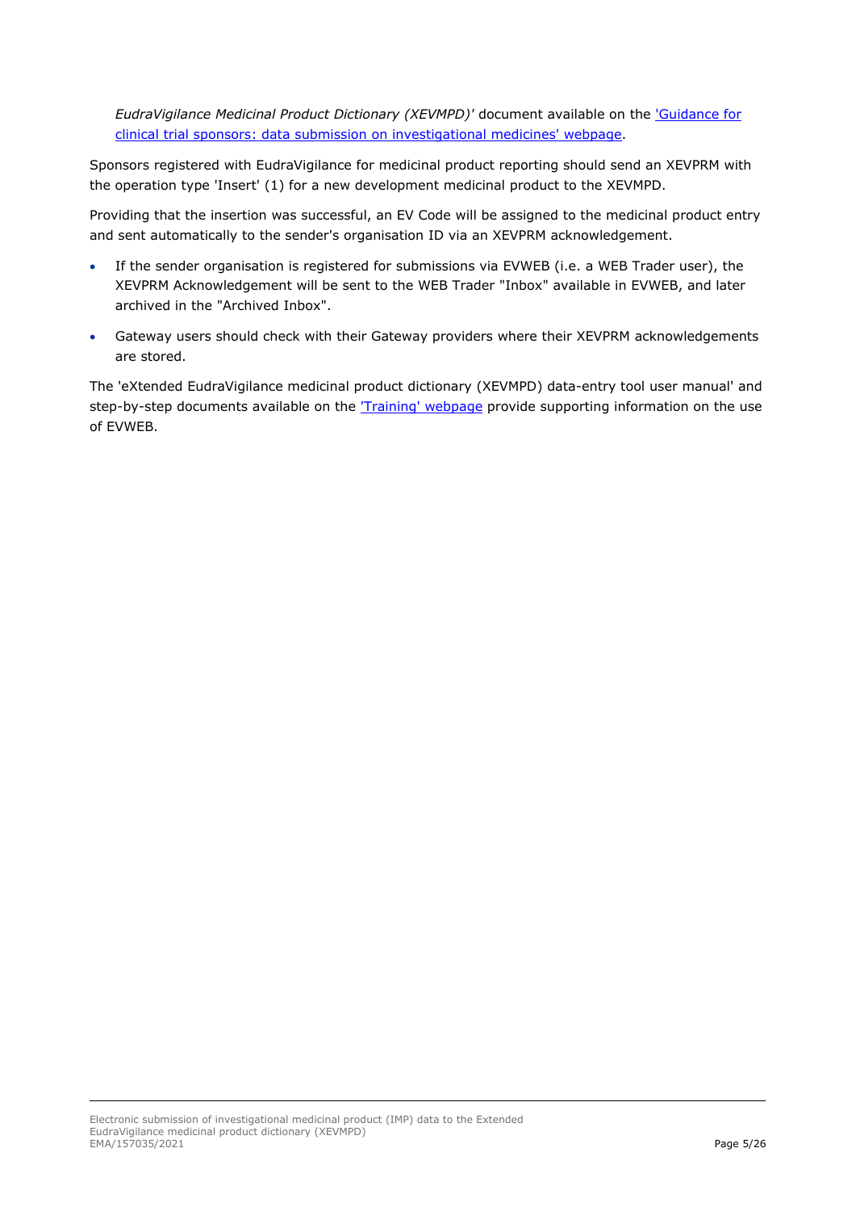*EudraVigilance Medicinal Product Dictionary (XEVMPD)'* document available on the ['Guidance for clinical trial sponsors: data submission on investigational medicines' webpage](#).

Sponsors registered with EudraVigilance for medicinal product reporting should send an XEVPRM with the operation type 'Insert' (1) for a new development medicinal product to the XEVMPD.

Providing that the insertion was successful, an EV Code will be assigned to the medicinal product entry and sent automatically to the sender's organisation ID via an XEVPRM acknowledgement.

- If the sender organisation is registered for submissions via EVWEB (i.e. a WEB Trader user), the XEVPRM Acknowledgement will be sent to the WEB Trader "Inbox" available in EVWEB, and later archived in the "Archived Inbox".
- Gateway users should check with their Gateway providers where their XEVPRM acknowledgements are stored.

The 'eXtended EudraVigilance medicinal product dictionary (XEVMPD) data-entry tool user manual' and step-by-step documents available on the ['Training' webpage](#) provide supporting information on the use of EVWEB.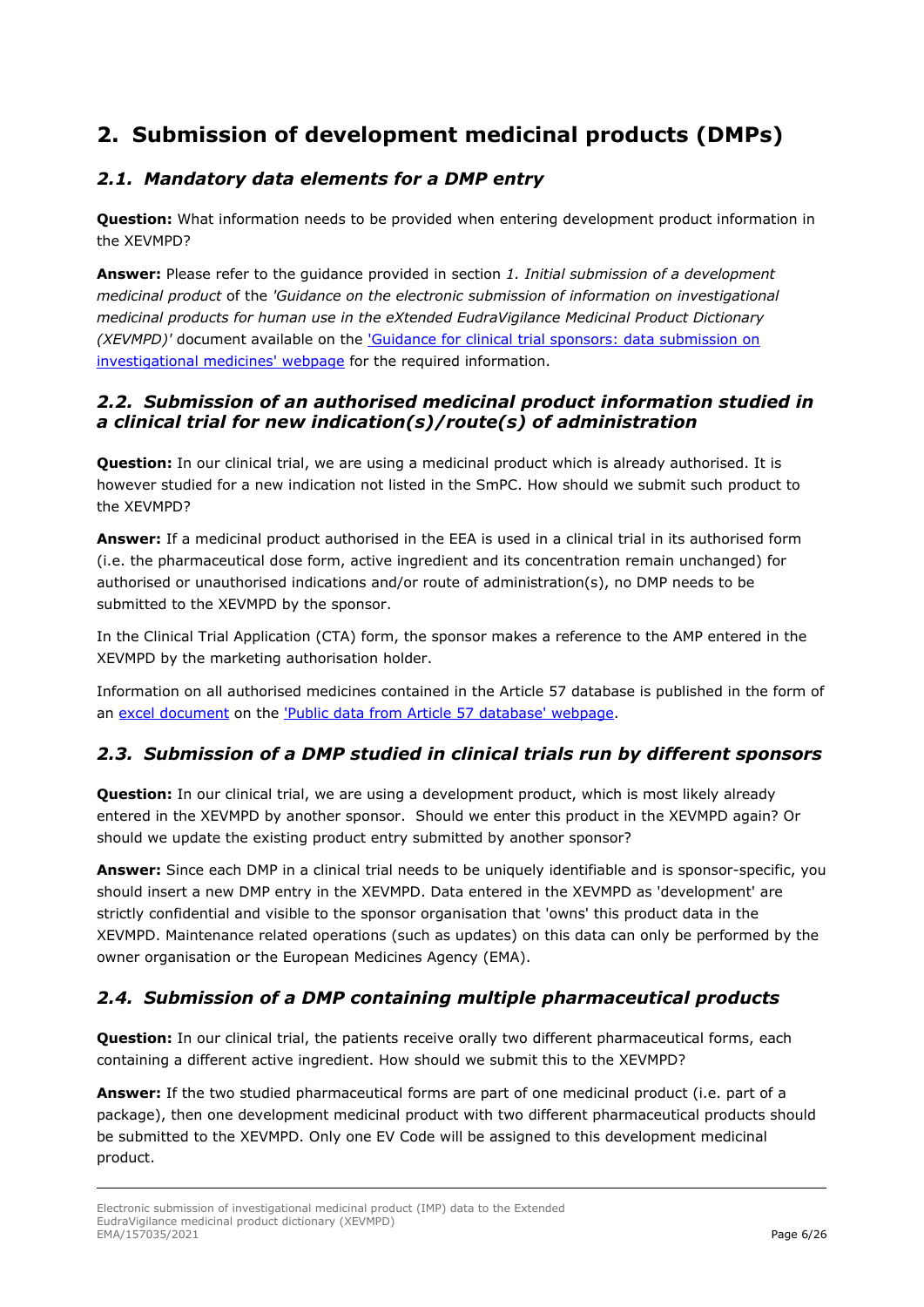# 2. Submission of development medicinal products (DMPs)

## *2.1. Mandatory data elements for a DMP entry*

**Question:** What information needs to be provided when entering development product information in the XEVMPD?

**Answer:** Please refer to the guidance provided in section *1. Initial submission of a development medicinal product* of the *'Guidance on the electronic submission of information on investigational medicinal products for human use in the eXtended EudraVigilance Medicinal Product Dictionary (XEVMPD)'* document available on the 'Guidance for clinical trial sponsors: data submission on investigational medicines' webpage for the required information.

## *2.2. Submission of an authorised medicinal product information studied in a clinical trial for new indication(s)/route(s) of administration*

**Question:** In our clinical trial, we are using a medicinal product which is already authorised. It is however studied for a new indication not listed in the SmPC. How should we submit such product to the XEVMPD?

**Answer:** If a medicinal product authorised in the EEA is used in a clinical trial in its authorised form (i.e. the pharmaceutical dose form, active ingredient and its concentration remain unchanged) for authorised or unauthorised indications and/or route of administration(s), no DMP needs to be submitted to the XEVMPD by the sponsor.

In the Clinical Trial Application (CTA) form, the sponsor makes a reference to the AMP entered in the XEVMPD by the marketing authorisation holder.

Information on all authorised medicines contained in the Article 57 database is published in the form of an excel document on the 'Public data from Article 57 database' webpage.

## *2.3. Submission of a DMP studied in clinical trials run by different sponsors*

**Question:** In our clinical trial, we are using a development product, which is most likely already entered in the XEVMPD by another sponsor. Should we enter this product in the XEVMPD again? Or should we update the existing product entry submitted by another sponsor?

**Answer:** Since each DMP in a clinical trial needs to be uniquely identifiable and is sponsor-specific, you should insert a new DMP entry in the XEVMPD. Data entered in the XEVMPD as 'development' are strictly confidential and visible to the sponsor organisation that 'owns' this product data in the XEVMPD. Maintenance related operations (such as updates) on this data can only be performed by the owner organisation or the European Medicines Agency (EMA).

## *2.4. Submission of a DMP containing multiple pharmaceutical products*

**Question:** In our clinical trial, the patients receive orally two different pharmaceutical forms, each containing a different active ingredient. How should we submit this to the XEVMPD?

**Answer:** If the two studied pharmaceutical forms are part of one medicinal product (i.e. part of a package), then one development medicinal product with two different pharmaceutical products should be submitted to the XEVMPD. Only one EV Code will be assigned to this development medicinal product.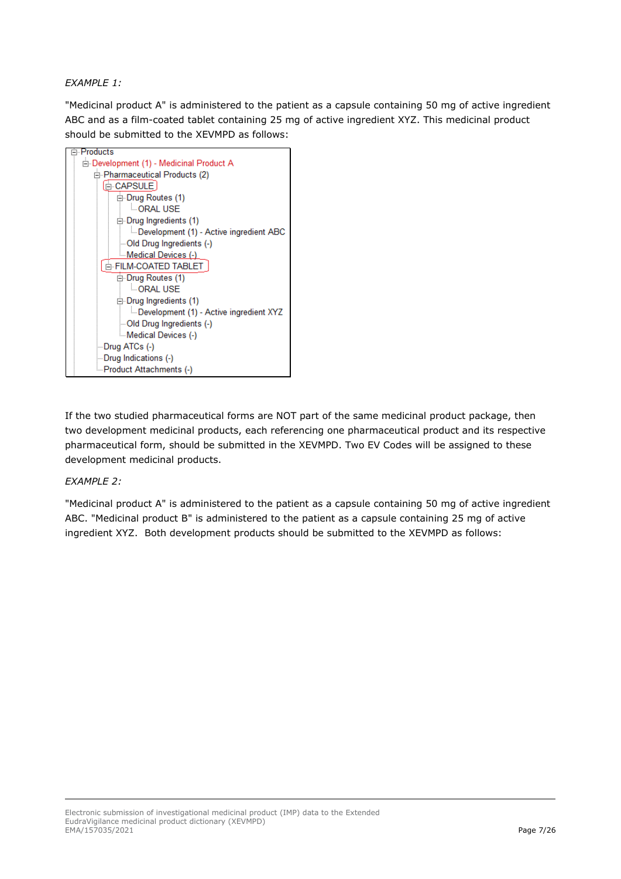*EXAMPLE 1:*

"Medicinal product A" is administered to the patient as a capsule containing 50 mg of active ingredient ABC and as a film-coated tablet containing 25 mg of active ingredient XYZ. This medicinal product should be submitted to the XEVMPD as follows:

```
Products
└─ Development (1) - Medicinal Product A
   ├─ Pharmaceutical Products (2)
   │  ├─ CAPSULE
   │  │  ├─ Drug Routes (1)
   │  │  │  └─ ORAL USE
   │  │  ├─ Drug Ingredients (1)
   │  │  │  └─ Development (1) - Active ingredient ABC
   │  │  ├─ Old Drug Ingredients (-)
   │  │  └─ Medical Devices (-)
   │  └─ FILM-COATED TABLET
   │     ├─ Drug Routes (1)
   │     │  └─ ORAL USE
   │     ├─ Drug Ingredients (1)
   │     │  └─ Development (1) - Active ingredient XYZ
   │     ├─ Old Drug Ingredients (-)
   │     └─ Medical Devices (-)
   ├─ Drug ATCs (-)
   ├─ Drug Indications (-)
   └─ Product Attachments (-)
```

If the two studied pharmaceutical forms are NOT part of the same medicinal product package, then two development medicinal products, each referencing one pharmaceutical product and its respective pharmaceutical form, should be submitted in the XEVMPD. Two EV Codes will be assigned to these development medicinal products.

*EXAMPLE 2:*

"Medicinal product A" is administered to the patient as a capsule containing 50 mg of active ingredient ABC. "Medicinal product B" is administered to the patient as a capsule containing 25 mg of active ingredient XYZ. Both development products should be submitted to the XEVMPD as follows: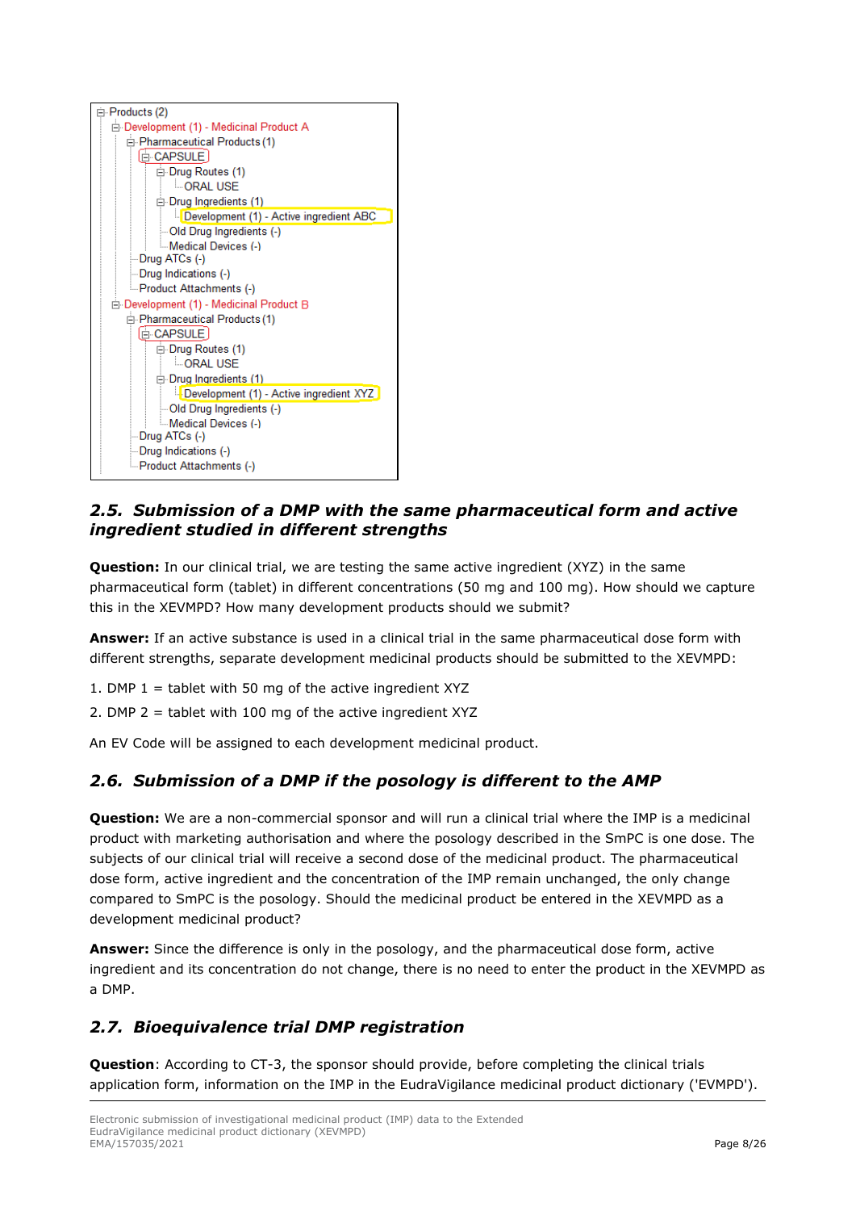```
Products (2)
  Development (1) - Medicinal Product A
    Pharmaceutical Products (1)
      CAPSULE
        Drug Routes (1)
          ORAL USE
        Drug Ingredients (1)
          Development (1) - Active ingredient ABC
        Old Drug Ingredients (-)
        Medical Devices (-)
    Drug ATCs (-)
    Drug Indications (-)
    Product Attachments (-)
  Development (1) - Medicinal Product B
    Pharmaceutical Products (1)
      CAPSULE
        Drug Routes (1)
          ORAL USE
        Drug Ingredients (1)
          Development (1) - Active ingredient XYZ
        Old Drug Ingredients (-)
        Medical Devices (-)
    Drug ATCs (-)
    Drug Indications (-)
    Product Attachments (-)
```

## *2.5. Submission of a DMP with the same pharmaceutical form and active ingredient studied in different strengths*

**Question:** In our clinical trial, we are testing the same active ingredient (XYZ) in the same pharmaceutical form (tablet) in different concentrations (50 mg and 100 mg). How should we capture this in the XEVMPD? How many development products should we submit?

**Answer:** If an active substance is used in a clinical trial in the same pharmaceutical dose form with different strengths, separate development medicinal products should be submitted to the XEVMPD:

1. DMP 1 = tablet with 50 mg of the active ingredient XYZ
2. DMP 2 = tablet with 100 mg of the active ingredient XYZ

An EV Code will be assigned to each development medicinal product.

## *2.6. Submission of a DMP if the posology is different to the AMP*

**Question:** We are a non-commercial sponsor and will run a clinical trial where the IMP is a medicinal product with marketing authorisation and where the posology described in the SmPC is one dose. The subjects of our clinical trial will receive a second dose of the medicinal product. The pharmaceutical dose form, active ingredient and the concentration of the IMP remain unchanged, the only change compared to SmPC is the posology. Should the medicinal product be entered in the XEVMPD as a development medicinal product?

**Answer:** Since the difference is only in the posology, and the pharmaceutical dose form, active ingredient and its concentration do not change, there is no need to enter the product in the XEVMPD as a DMP.

## *2.7. Bioequivalence trial DMP registration*

**Question**: According to CT-3, the sponsor should provide, before completing the clinical trials application form, information on the IMP in the EudraVigilance medicinal product dictionary ('EVMPD').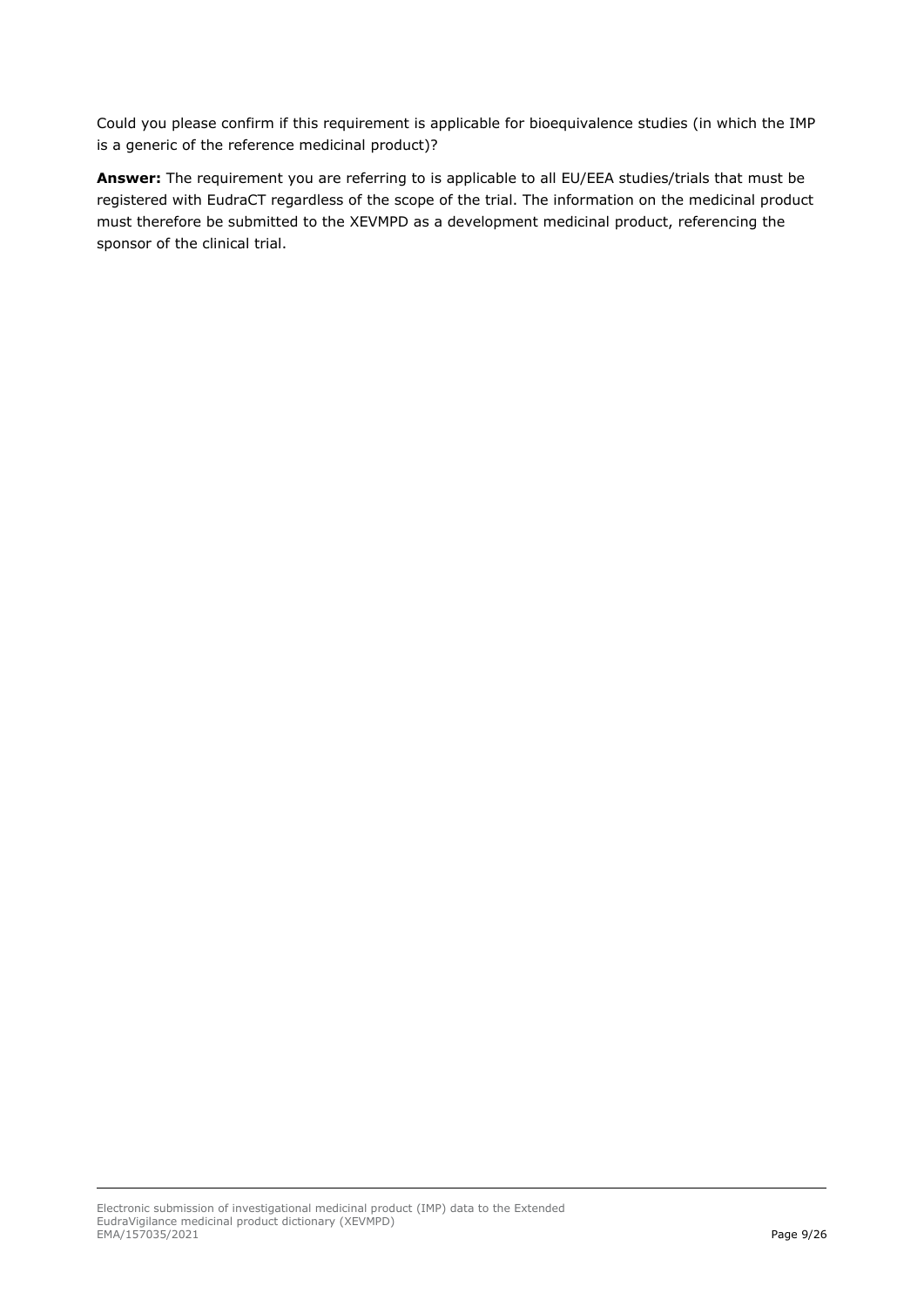Could you please confirm if this requirement is applicable for bioequivalence studies (in which the IMP is a generic of the reference medicinal product)?

**Answer:** The requirement you are referring to is applicable to all EU/EEA studies/trials that must be registered with EudraCT regardless of the scope of the trial. The information on the medicinal product must therefore be submitted to the XEVMPD as a development medicinal product, referencing the sponsor of the clinical trial.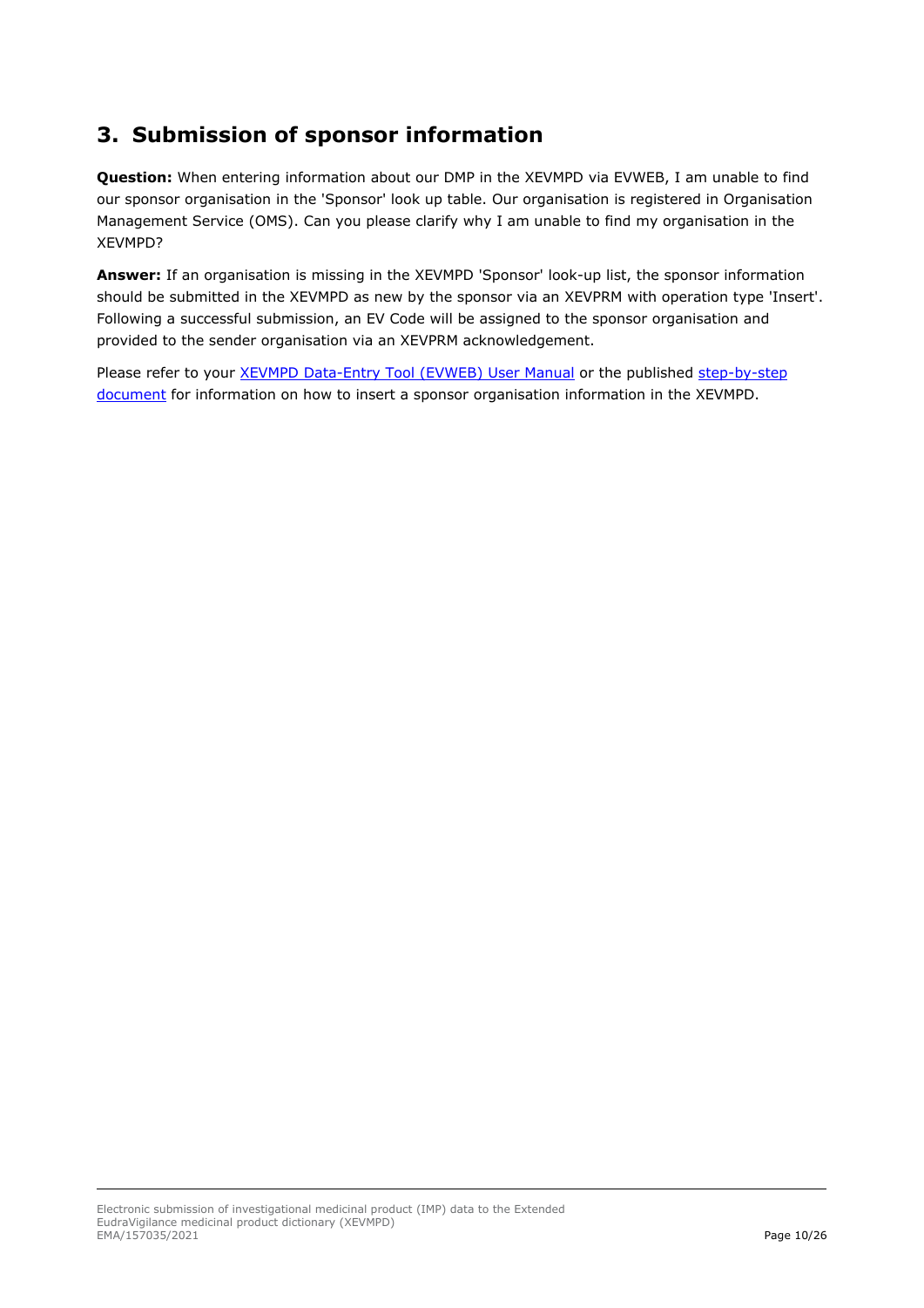## 3. Submission of sponsor information

**Question:** When entering information about our DMP in the XEVMPD via EVWEB, I am unable to find our sponsor organisation in the 'Sponsor' look up table. Our organisation is registered in Organisation Management Service (OMS). Can you please clarify why I am unable to find my organisation in the XEVMPD?

**Answer:** If an organisation is missing in the XEVMPD 'Sponsor' look-up list, the sponsor information should be submitted in the XEVMPD as new by the sponsor via an XEVPRM with operation type 'Insert'. Following a successful submission, an EV Code will be assigned to the sponsor organisation and provided to the sender organisation via an XEVPRM acknowledgement.

Please refer to your XEVMPD Data-Entry Tool (EVWEB) User Manual or the published step-by-step document for information on how to insert a sponsor organisation information in the XEVMPD.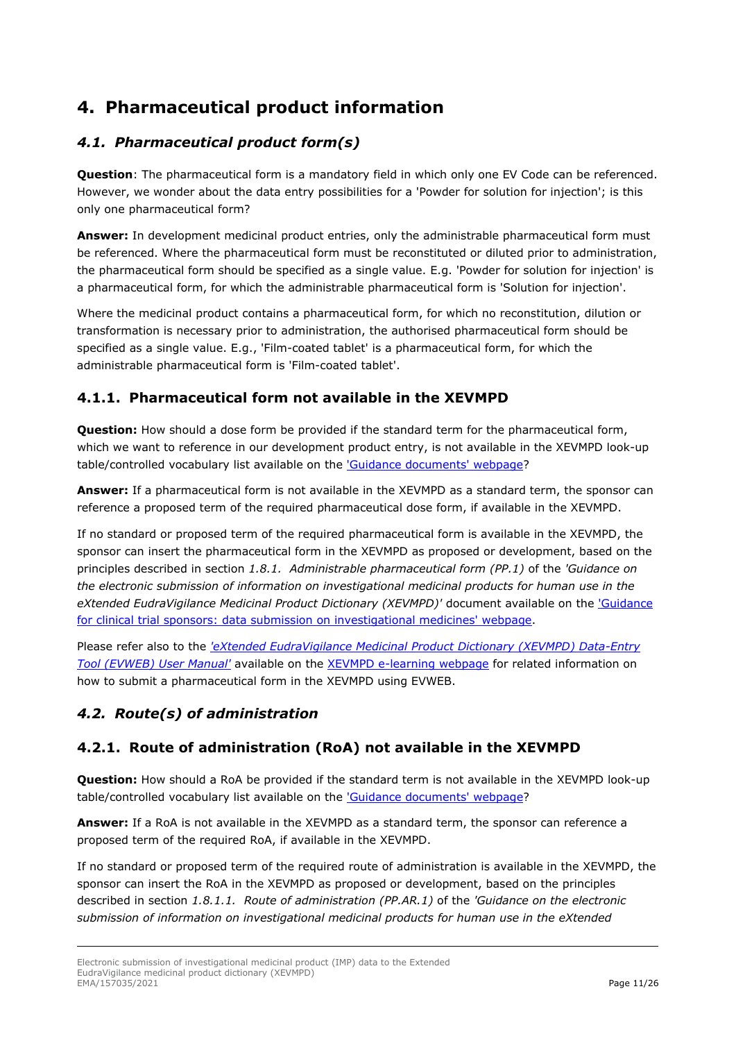# 4. Pharmaceutical product information

## *4.1. Pharmaceutical product form(s)*

**Question**: The pharmaceutical form is a mandatory field in which only one EV Code can be referenced. However, we wonder about the data entry possibilities for a 'Powder for solution for injection'; is this only one pharmaceutical form?

**Answer:** In development medicinal product entries, only the administrable pharmaceutical form must be referenced. Where the pharmaceutical form must be reconstituted or diluted prior to administration, the pharmaceutical form should be specified as a single value. E.g. 'Powder for solution for injection' is a pharmaceutical form, for which the administrable pharmaceutical form is 'Solution for injection'.

Where the medicinal product contains a pharmaceutical form, for which no reconstitution, dilution or transformation is necessary prior to administration, the authorised pharmaceutical form should be specified as a single value. E.g., 'Film-coated tablet' is a pharmaceutical form, for which the administrable pharmaceutical form is 'Film-coated tablet'.

### 4.1.1. Pharmaceutical form not available in the XEVMPD

**Question:** How should a dose form be provided if the standard term for the pharmaceutical form, which we want to reference in our development product entry, is not available in the XEVMPD look-up table/controlled vocabulary list available on the ['Guidance documents' webpage]?

**Answer:** If a pharmaceutical form is not available in the XEVMPD as a standard term, the sponsor can reference a proposed term of the required pharmaceutical dose form, if available in the XEVMPD.

If no standard or proposed term of the required pharmaceutical form is available in the XEVMPD, the sponsor can insert the pharmaceutical form in the XEVMPD as proposed or development, based on the principles described in section *1.8.1. Administrable pharmaceutical form (PP.1)* of the *'Guidance on the electronic submission of information on investigational medicinal products for human use in the eXtended EudraVigilance Medicinal Product Dictionary (XEVMPD)'* document available on the ['Guidance for clinical trial sponsors: data submission on investigational medicines' webpage].

Please refer also to the *['eXtended EudraVigilance Medicinal Product Dictionary (XEVMPD) Data-Entry Tool (EVWEB) User Manual']* available on the [XEVMPD e-learning webpage] for related information on how to submit a pharmaceutical form in the XEVMPD using EVWEB.

## *4.2. Route(s) of administration*

### 4.2.1. Route of administration (RoA) not available in the XEVMPD

**Question:** How should a RoA be provided if the standard term is not available in the XEVMPD look-up table/controlled vocabulary list available on the ['Guidance documents' webpage]?

**Answer:** If a RoA is not available in the XEVMPD as a standard term, the sponsor can reference a proposed term of the required RoA, if available in the XEVMPD.

If no standard or proposed term of the required route of administration is available in the XEVMPD, the sponsor can insert the RoA in the XEVMPD as proposed or development, based on the principles described in section *1.8.1.1. Route of administration (PP.AR.1)* of the *'Guidance on the electronic submission of information on investigational medicinal products for human use in the eXtended*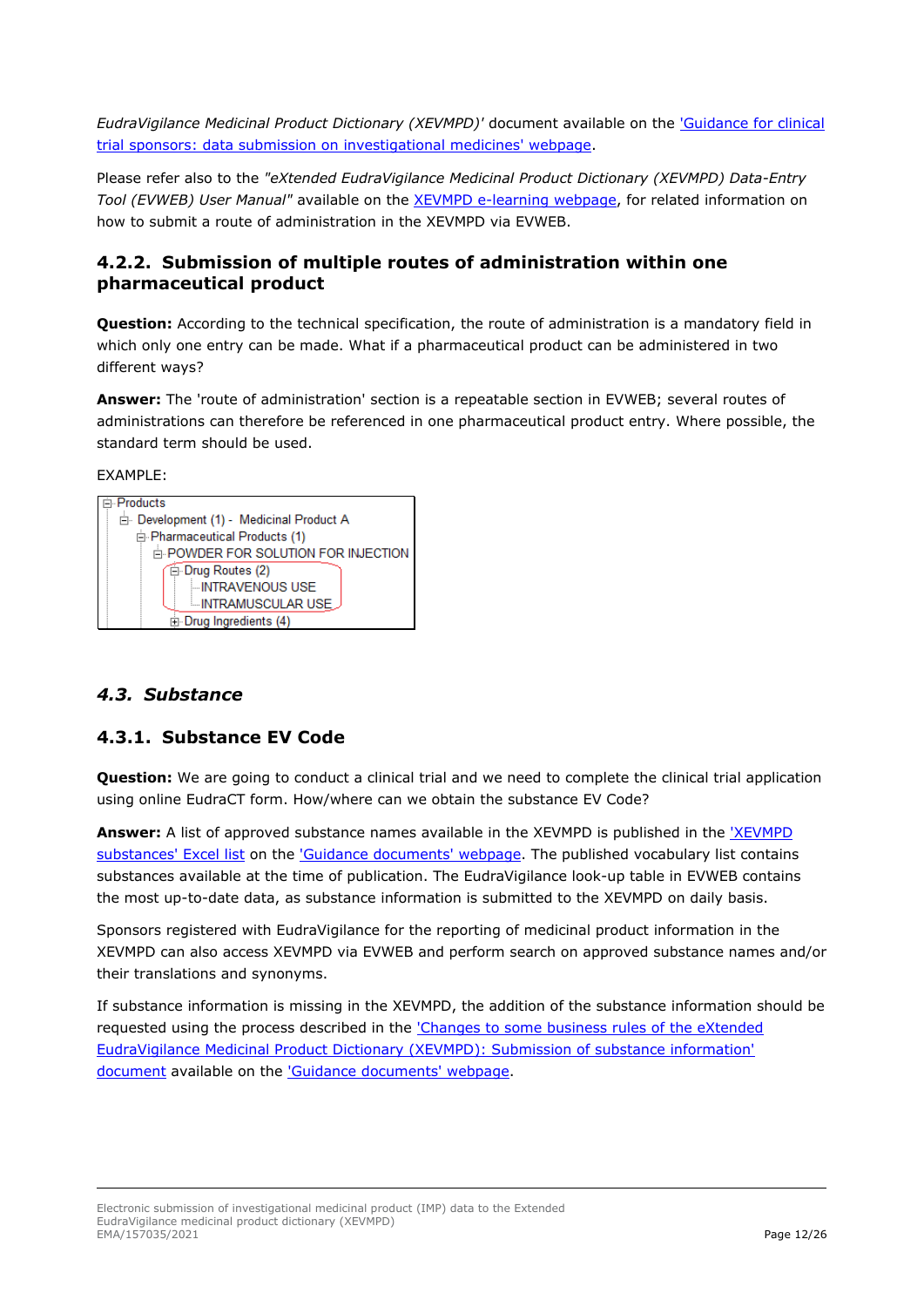*EudraVigilance Medicinal Product Dictionary (XEVMPD)'* document available on the ['Guidance for clinical trial sponsors: data submission on investigational medicines' webpage]().

Please refer also to the *"eXtended EudraVigilance Medicinal Product Dictionary (XEVMPD) Data-Entry Tool (EVWEB) User Manual"* available on the [XEVMPD e-learning webpage](), for related information on how to submit a route of administration in the XEVMPD via EVWEB.

### 4.2.2. Submission of multiple routes of administration within one pharmaceutical product

**Question:** According to the technical specification, the route of administration is a mandatory field in which only one entry can be made. What if a pharmaceutical product can be administered in two different ways?

**Answer:** The 'route of administration' section is a repeatable section in EVWEB; several routes of administrations can therefore be referenced in one pharmaceutical product entry. Where possible, the standard term should be used.

EXAMPLE:

```
⊟ Products
  ⊟ Development (1) -  Medicinal Product A
    ⊟ Pharmaceutical Products (1)
      ⊟ POWDER FOR SOLUTION FOR INJECTION
        ⊟ Drug Routes (2)
            INTRAVENOUS USE
            INTRAMUSCULAR USE
        ⊞ Drug Ingredients (4)
```

## *4.3. Substance*

### 4.3.1. Substance EV Code

**Question:** We are going to conduct a clinical trial and we need to complete the clinical trial application using online EudraCT form. How/where can we obtain the substance EV Code?

**Answer:** A list of approved substance names available in the XEVMPD is published in the ['XEVMPD substances' Excel list]() on the ['Guidance documents' webpage](). The published vocabulary list contains substances available at the time of publication. The EudraVigilance look-up table in EVWEB contains the most up-to-date data, as substance information is submitted to the XEVMPD on daily basis.

Sponsors registered with EudraVigilance for the reporting of medicinal product information in the XEVMPD can also access XEVMPD via EVWEB and perform search on approved substance names and/or their translations and synonyms.

If substance information is missing in the XEVMPD, the addition of the substance information should be requested using the process described in the ['Changes to some business rules of the eXtended EudraVigilance Medicinal Product Dictionary (XEVMPD): Submission of substance information' document]() available on the ['Guidance documents' webpage]().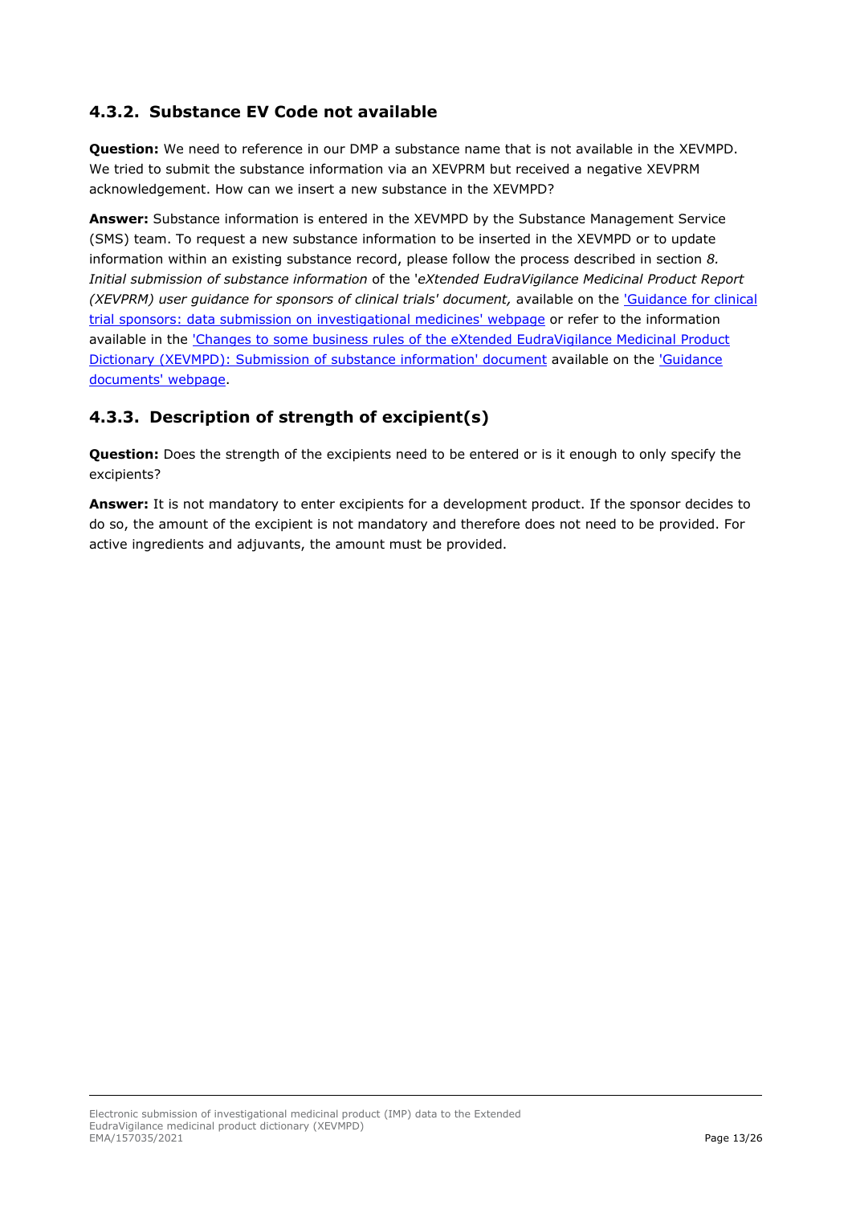### 4.3.2. Substance EV Code not available

**Question:** We need to reference in our DMP a substance name that is not available in the XEVMPD. We tried to submit the substance information via an XEVPRM but received a negative XEVPRM acknowledgement. How can we insert a new substance in the XEVMPD?

**Answer:** Substance information is entered in the XEVMPD by the Substance Management Service (SMS) team. To request a new substance information to be inserted in the XEVMPD or to update information within an existing substance record, please follow the process described in section *8. Initial submission of substance information* of the '*eXtended EudraVigilance Medicinal Product Report (XEVPRM) user guidance for sponsors of clinical trials' document,* available on the ['Guidance for clinical trial sponsors: data submission on investigational medicines' webpage]() or refer to the information available in the ['Changes to some business rules of the eXtended EudraVigilance Medicinal Product Dictionary (XEVMPD): Submission of substance information' document]() available on the ['Guidance documents' webpage]().

### 4.3.3. Description of strength of excipient(s)

**Question:** Does the strength of the excipients need to be entered or is it enough to only specify the excipients?

**Answer:** It is not mandatory to enter excipients for a development product. If the sponsor decides to do so, the amount of the excipient is not mandatory and therefore does not need to be provided. For active ingredients and adjuvants, the amount must be provided.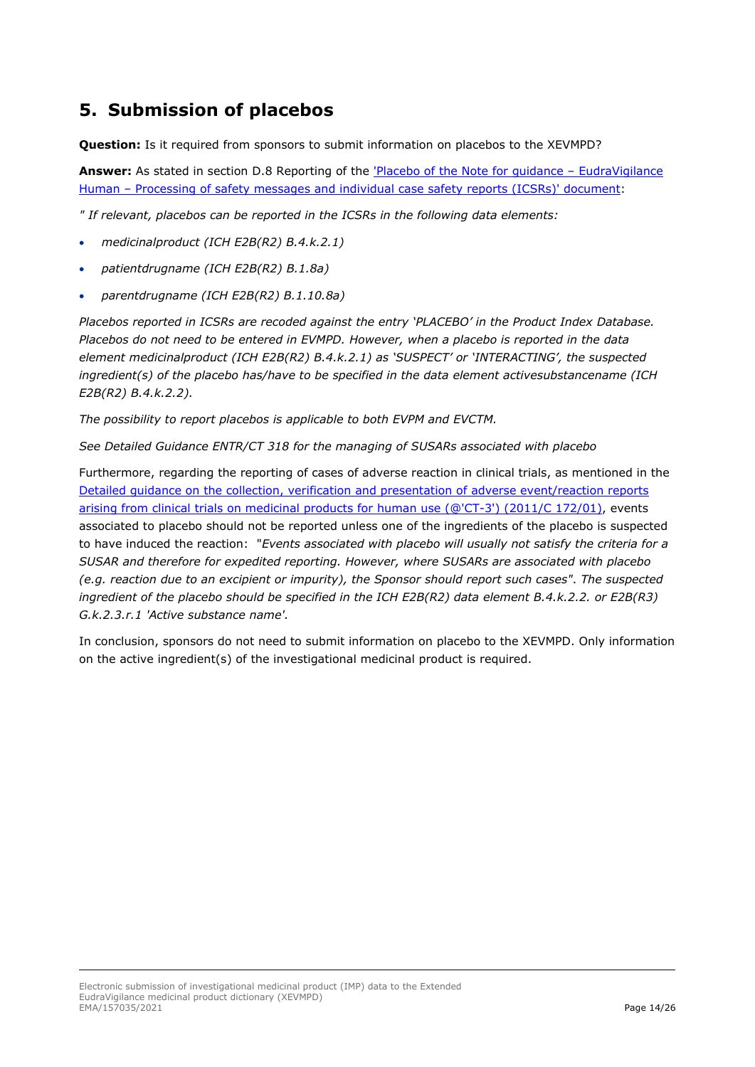## 5. Submission of placebos

**Question:** Is it required from sponsors to submit information on placebos to the XEVMPD?

**Answer:** As stated in section D.8 Reporting of the 'Placebo of the Note for guidance – EudraVigilance Human – Processing of safety messages and individual case safety reports (ICSRs)' document:

*" If relevant, placebos can be reported in the ICSRs in the following data elements:*

- *medicinalproduct (ICH E2B(R2) B.4.k.2.1)*
- *patientdrugname (ICH E2B(R2) B.1.8a)*
- *parentdrugname (ICH E2B(R2) B.1.10.8a)*

*Placebos reported in ICSRs are recoded against the entry 'PLACEBO' in the Product Index Database. Placebos do not need to be entered in EVMPD. However, when a placebo is reported in the data element medicinalproduct (ICH E2B(R2) B.4.k.2.1) as 'SUSPECT' or 'INTERACTING', the suspected ingredient(s) of the placebo has/have to be specified in the data element activesubstancename (ICH E2B(R2) B.4.k.2.2).*

*The possibility to report placebos is applicable to both EVPM and EVCTM.*

*See Detailed Guidance ENTR/CT 318 for the managing of SUSARs associated with placebo*

Furthermore, regarding the reporting of cases of adverse reaction in clinical trials, as mentioned in the Detailed guidance on the collection, verification and presentation of adverse event/reaction reports arising from clinical trials on medicinal products for human use (@'CT-3') (2011/C 172/01), events associated to placebo should not be reported unless one of the ingredients of the placebo is suspected to have induced the reaction: "*Events associated with placebo will usually not satisfy the criteria for a SUSAR and therefore for expedited reporting. However, where SUSARs are associated with placebo (e.g. reaction due to an excipient or impurity), the Sponsor should report such cases*". *The suspected ingredient of the placebo should be specified in the ICH E2B(R2) data element B.4.k.2.2. or E2B(R3) G.k.2.3.r.1 'Active substance name'.*

In conclusion, sponsors do not need to submit information on placebo to the XEVMPD. Only information on the active ingredient(s) of the investigational medicinal product is required.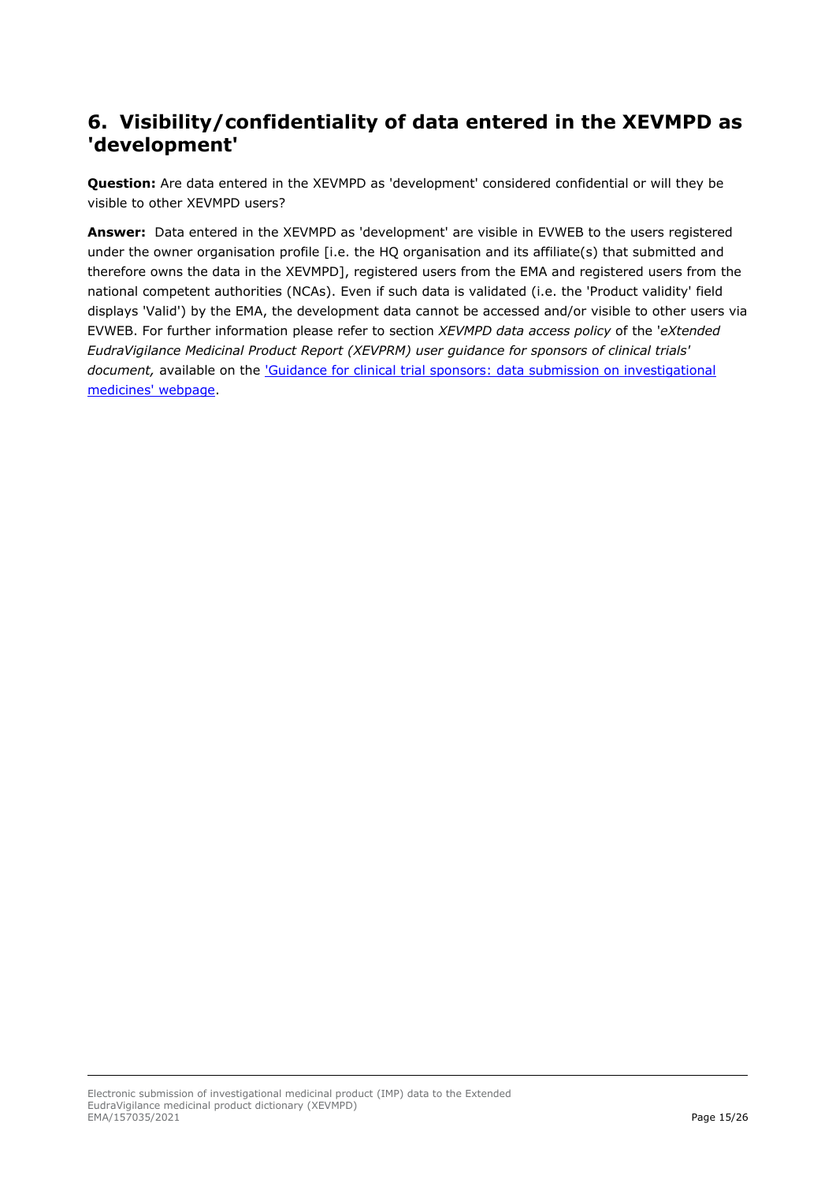## 6. Visibility/confidentiality of data entered in the XEVMPD as 'development'

**Question:** Are data entered in the XEVMPD as 'development' considered confidential or will they be visible to other XEVMPD users?

**Answer:** Data entered in the XEVMPD as 'development' are visible in EVWEB to the users registered under the owner organisation profile [i.e. the HQ organisation and its affiliate(s) that submitted and therefore owns the data in the XEVMPD], registered users from the EMA and registered users from the national competent authorities (NCAs). Even if such data is validated (i.e. the 'Product validity' field displays 'Valid') by the EMA, the development data cannot be accessed and/or visible to other users via EVWEB. For further information please refer to section *XEVMPD data access policy* of the '*eXtended EudraVigilance Medicinal Product Report (XEVPRM) user guidance for sponsors of clinical trials' document,* available on the 'Guidance for clinical trial sponsors: data submission on investigational medicines' webpage.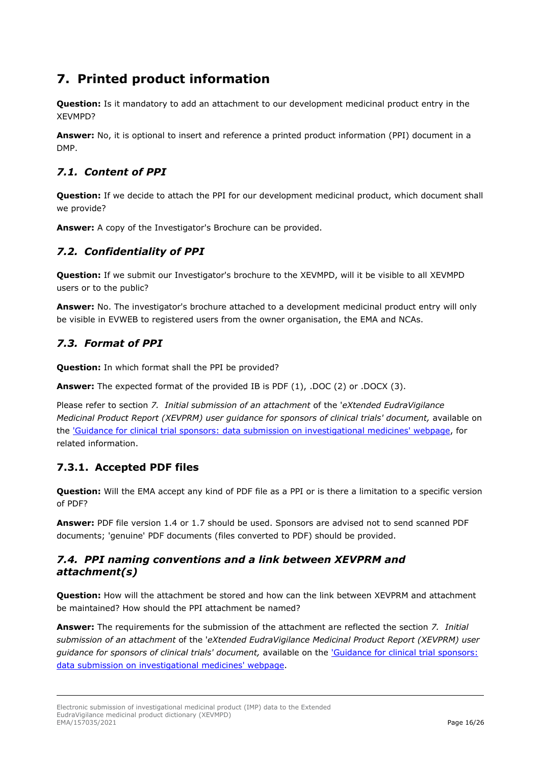# 7. Printed product information

**Question:** Is it mandatory to add an attachment to our development medicinal product entry in the XEVMPD?

**Answer:** No, it is optional to insert and reference a printed product information (PPI) document in a DMP.

## *7.1. Content of PPI*

**Question:** If we decide to attach the PPI for our development medicinal product, which document shall we provide?

**Answer:** A copy of the Investigator's Brochure can be provided.

## *7.2. Confidentiality of PPI*

**Question:** If we submit our Investigator's brochure to the XEVMPD, will it be visible to all XEVMPD users or to the public?

**Answer:** No. The investigator's brochure attached to a development medicinal product entry will only be visible in EVWEB to registered users from the owner organisation, the EMA and NCAs.

## *7.3. Format of PPI*

**Question:** In which format shall the PPI be provided?

**Answer:** The expected format of the provided IB is PDF (1), .DOC (2) or .DOCX (3).

Please refer to section *7. Initial submission of an attachment* of the '*eXtended EudraVigilance Medicinal Product Report (XEVPRM) user guidance for sponsors of clinical trials' document,* available on the ['Guidance for clinical trial sponsors: data submission on investigational medicines' webpage](), for related information.

### 7.3.1. Accepted PDF files

**Question:** Will the EMA accept any kind of PDF file as a PPI or is there a limitation to a specific version of PDF?

**Answer:** PDF file version 1.4 or 1.7 should be used. Sponsors are advised not to send scanned PDF documents; 'genuine' PDF documents (files converted to PDF) should be provided.

## *7.4. PPI naming conventions and a link between XEVPRM and attachment(s)*

**Question:** How will the attachment be stored and how can the link between XEVPRM and attachment be maintained? How should the PPI attachment be named?

**Answer:** The requirements for the submission of the attachment are reflected the section *7. Initial submission of an attachment* of the '*eXtended EudraVigilance Medicinal Product Report (XEVPRM) user guidance for sponsors of clinical trials' document,* available on the ['Guidance for clinical trial sponsors: data submission on investigational medicines' webpage]().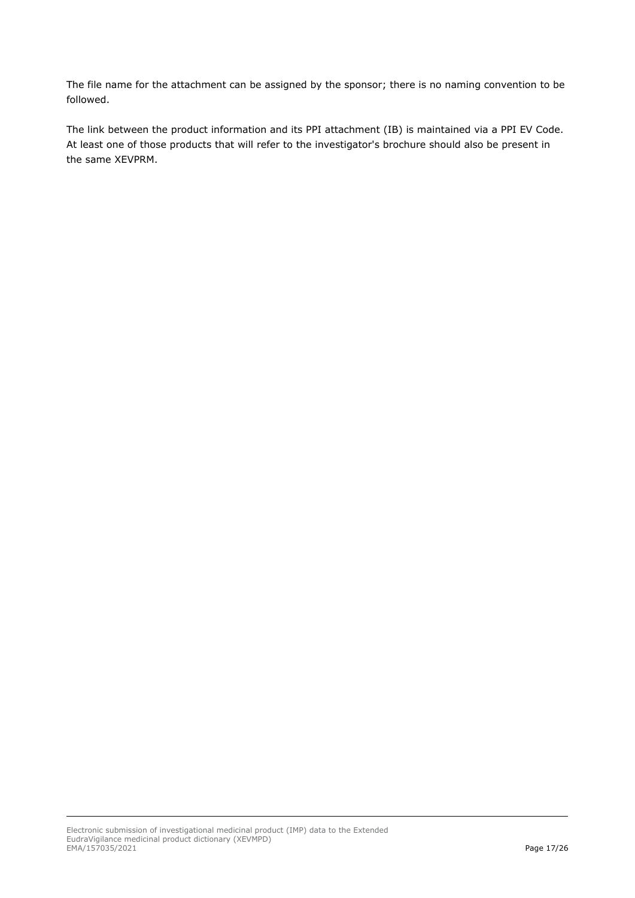The file name for the attachment can be assigned by the sponsor; there is no naming convention to be followed.

The link between the product information and its PPI attachment (IB) is maintained via a PPI EV Code. At least one of those products that will refer to the investigator's brochure should also be present in the same XEVPRM.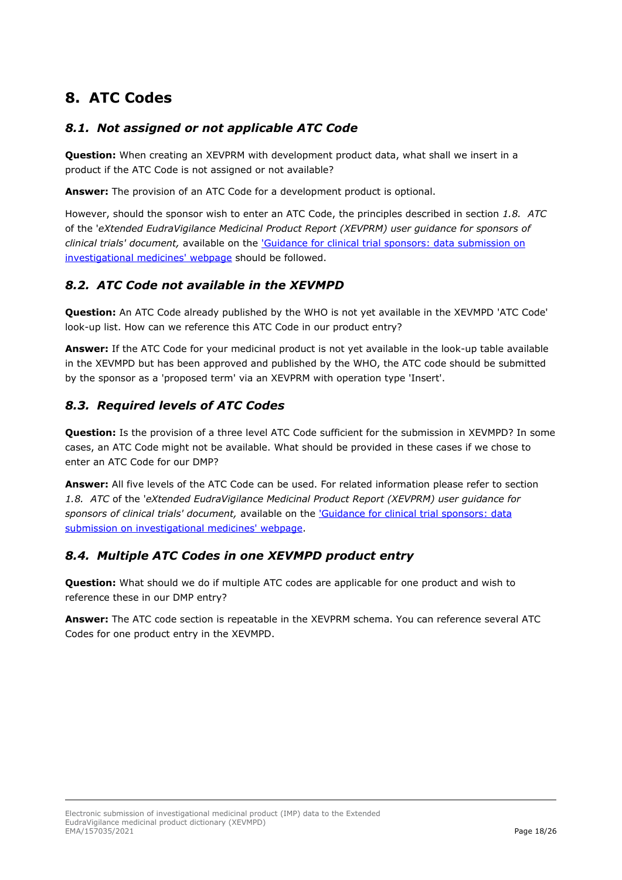# 8. ATC Codes

## *8.1. Not assigned or not applicable ATC Code*

**Question:** When creating an XEVPRM with development product data, what shall we insert in a product if the ATC Code is not assigned or not available?

**Answer:** The provision of an ATC Code for a development product is optional.

However, should the sponsor wish to enter an ATC Code, the principles described in section *1.8. ATC* of the '*eXtended EudraVigilance Medicinal Product Report (XEVPRM) user guidance for sponsors of clinical trials' document,* available on the 'Guidance for clinical trial sponsors: data submission on investigational medicines' webpage should be followed.

## *8.2. ATC Code not available in the XEVMPD*

**Question:** An ATC Code already published by the WHO is not yet available in the XEVMPD 'ATC Code' look-up list. How can we reference this ATC Code in our product entry?

**Answer:** If the ATC Code for your medicinal product is not yet available in the look-up table available in the XEVMPD but has been approved and published by the WHO, the ATC code should be submitted by the sponsor as a 'proposed term' via an XEVPRM with operation type 'Insert'.

## *8.3. Required levels of ATC Codes*

**Question:** Is the provision of a three level ATC Code sufficient for the submission in XEVMPD? In some cases, an ATC Code might not be available. What should be provided in these cases if we chose to enter an ATC Code for our DMP?

**Answer:** All five levels of the ATC Code can be used. For related information please refer to section *1.8. ATC* of the '*eXtended EudraVigilance Medicinal Product Report (XEVPRM) user guidance for sponsors of clinical trials' document,* available on the 'Guidance for clinical trial sponsors: data submission on investigational medicines' webpage.

## *8.4. Multiple ATC Codes in one XEVMPD product entry*

**Question:** What should we do if multiple ATC codes are applicable for one product and wish to reference these in our DMP entry?

**Answer:** The ATC code section is repeatable in the XEVPRM schema. You can reference several ATC Codes for one product entry in the XEVMPD.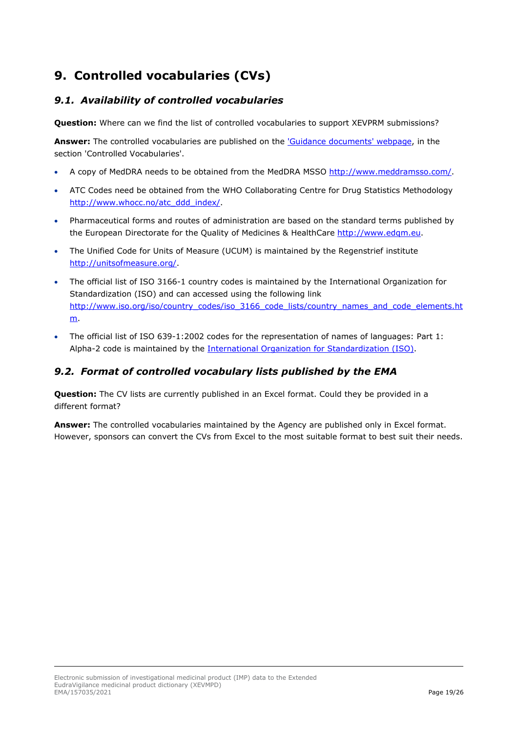# 9. Controlled vocabularies (CVs)

## 9.1. Availability of controlled vocabularies

**Question:** Where can we find the list of controlled vocabularies to support XEVPRM submissions?

**Answer:** The controlled vocabularies are published on the ['Guidance documents' webpage](), in the section 'Controlled Vocabularies'.

- A copy of MedDRA needs to be obtained from the MedDRA MSSO [http://www.meddramsso.com/](http://www.meddramsso.com/).
- ATC Codes need be obtained from the WHO Collaborating Centre for Drug Statistics Methodology [http://www.whocc.no/atc_ddd_index/](http://www.whocc.no/atc_ddd_index/).
- Pharmaceutical forms and routes of administration are based on the standard terms published by the European Directorate for the Quality of Medicines & HealthCare [http://www.edqm.eu](http://www.edqm.eu).
- The Unified Code for Units of Measure (UCUM) is maintained by the Regenstrief institute [http://unitsofmeasure.org/](http://unitsofmeasure.org/).
- The official list of ISO 3166-1 country codes is maintained by the International Organization for Standardization (ISO) and can accessed using the following link [http://www.iso.org/iso/country_codes/iso_3166_code_lists/country_names_and_code_elements.htm](http://www.iso.org/iso/country_codes/iso_3166_code_lists/country_names_and_code_elements.htm).
- The official list of ISO 639-1:2002 codes for the representation of names of languages: Part 1: Alpha-2 code is maintained by the [International Organization for Standardization (ISO)]().

## 9.2. Format of controlled vocabulary lists published by the EMA

**Question:** The CV lists are currently published in an Excel format. Could they be provided in a different format?

**Answer:** The controlled vocabularies maintained by the Agency are published only in Excel format. However, sponsors can convert the CVs from Excel to the most suitable format to best suit their needs.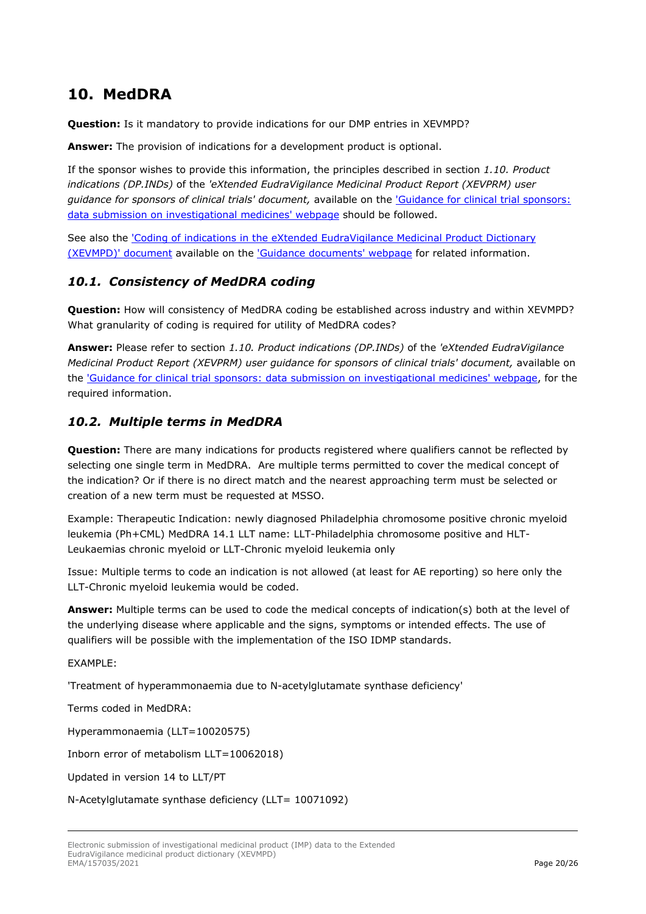# 10. MedDRA

**Question:** Is it mandatory to provide indications for our DMP entries in XEVMPD?

**Answer:** The provision of indications for a development product is optional.

If the sponsor wishes to provide this information, the principles described in section *1.10. Product indications (DP.INDs)* of the *'eXtended EudraVigilance Medicinal Product Report (XEVPRM) user guidance for sponsors of clinical trials' document,* available on the 'Guidance for clinical trial sponsors: data submission on investigational medicines' webpage should be followed.

See also the 'Coding of indications in the eXtended EudraVigilance Medicinal Product Dictionary (XEVMPD)' document available on the 'Guidance documents' webpage for related information.

## *10.1. Consistency of MedDRA coding*

**Question:** How will consistency of MedDRA coding be established across industry and within XEVMPD? What granularity of coding is required for utility of MedDRA codes?

**Answer:** Please refer to section *1.10. Product indications (DP.INDs)* of the *'eXtended EudraVigilance Medicinal Product Report (XEVPRM) user guidance for sponsors of clinical trials' document,* available on the 'Guidance for clinical trial sponsors: data submission on investigational medicines' webpage, for the required information.

## *10.2. Multiple terms in MedDRA*

**Question:** There are many indications for products registered where qualifiers cannot be reflected by selecting one single term in MedDRA. Are multiple terms permitted to cover the medical concept of the indication? Or if there is no direct match and the nearest approaching term must be selected or creation of a new term must be requested at MSSO.

Example: Therapeutic Indication: newly diagnosed Philadelphia chromosome positive chronic myeloid leukemia (Ph+CML) MedDRA 14.1 LLT name: LLT-Philadelphia chromosome positive and HLT-Leukaemias chronic myeloid or LLT-Chronic myeloid leukemia only

Issue: Multiple terms to code an indication is not allowed (at least for AE reporting) so here only the LLT-Chronic myeloid leukemia would be coded.

**Answer:** Multiple terms can be used to code the medical concepts of indication(s) both at the level of the underlying disease where applicable and the signs, symptoms or intended effects. The use of qualifiers will be possible with the implementation of the ISO IDMP standards.

EXAMPLE:

'Treatment of hyperammonaemia due to N-acetylglutamate synthase deficiency'

Terms coded in MedDRA:

Hyperammonaemia (LLT=10020575)

Inborn error of metabolism LLT=10062018)

Updated in version 14 to LLT/PT

N-Acetylglutamate synthase deficiency (LLT= 10071092)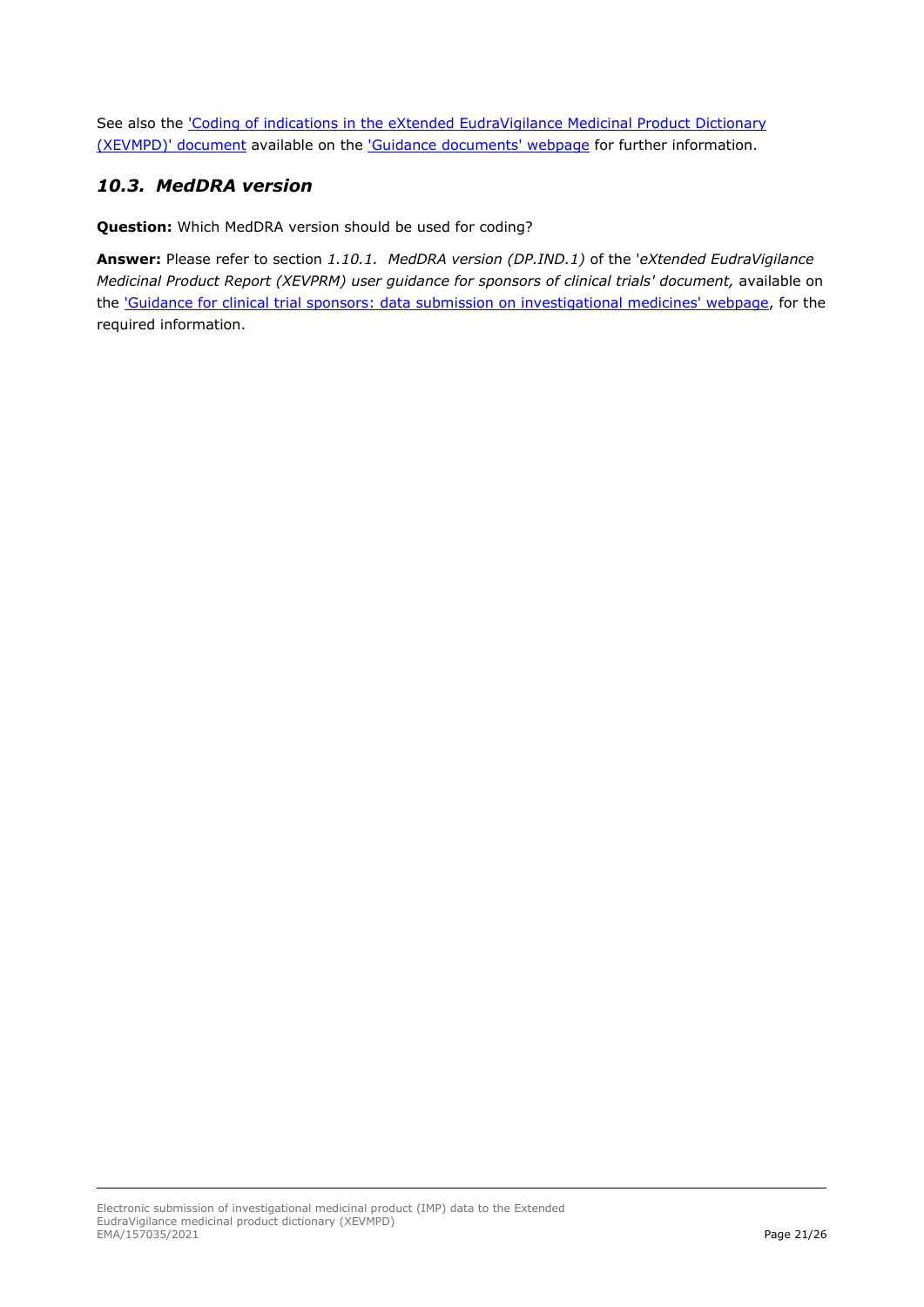See also the ['Coding of indications in the eXtended EudraVigilance Medicinal Product Dictionary (XEVMPD)' document]() available on the ['Guidance documents' webpage]() for further information.

### *10.3. MedDRA version*

**Question:** Which MedDRA version should be used for coding?

**Answer:** Please refer to section *1.10.1. MedDRA version (DP.IND.1)* of the '*eXtended EudraVigilance Medicinal Product Report (XEVPRM) user guidance for sponsors of clinical trials' document,* available on the ['Guidance for clinical trial sponsors: data submission on investigational medicines' webpage](), for the required information.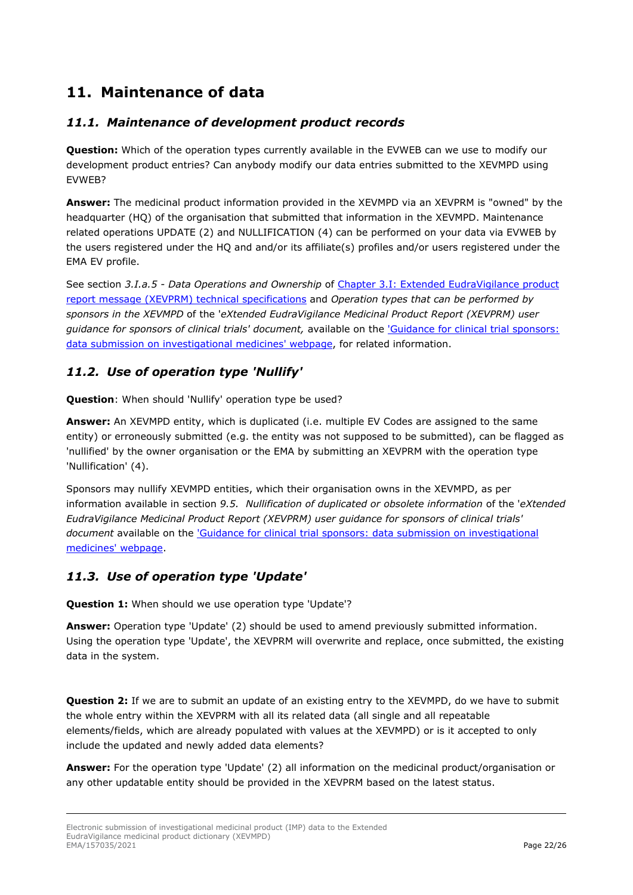# 11. Maintenance of data

## 11.1. Maintenance of development product records

**Question:** Which of the operation types currently available in the EVWEB can we use to modify our development product entries? Can anybody modify our data entries submitted to the XEVMPD using EVWEB?

**Answer:** The medicinal product information provided in the XEVMPD via an XEVPRM is "owned" by the headquarter (HQ) of the organisation that submitted that information in the XEVMPD. Maintenance related operations UPDATE (2) and NULLIFICATION (4) can be performed on your data via EVWEB by the users registered under the HQ and and/or its affiliate(s) profiles and/or users registered under the EMA EV profile.

See section *3.I.a.5 - Data Operations and Ownership* of [Chapter 3.I: Extended EudraVigilance product report message (XEVPRM) technical specifications]() and *Operation types that can be performed by sponsors in the XEVMPD* of the '*eXtended EudraVigilance Medicinal Product Report (XEVPRM) user guidance for sponsors of clinical trials*' *document,* available on the ['Guidance for clinical trial sponsors: data submission on investigational medicines' webpage](), for related information.

## 11.2. Use of operation type 'Nullify'

**Question**: When should 'Nullify' operation type be used?

**Answer:** An XEVMPD entity, which is duplicated (i.e. multiple EV Codes are assigned to the same entity) or erroneously submitted (e.g. the entity was not supposed to be submitted), can be flagged as 'nullified' by the owner organisation or the EMA by submitting an XEVPRM with the operation type 'Nullification' (4).

Sponsors may nullify XEVMPD entities, which their organisation owns in the XEVMPD, as per information available in section *9.5. Nullification of duplicated or obsolete information* of the '*eXtended EudraVigilance Medicinal Product Report (XEVPRM) user guidance for sponsors of clinical trials*' *document* available on the ['Guidance for clinical trial sponsors: data submission on investigational medicines' webpage]().

## 11.3. Use of operation type 'Update'

**Question 1:** When should we use operation type 'Update'?

**Answer:** Operation type 'Update' (2) should be used to amend previously submitted information. Using the operation type 'Update', the XEVPRM will overwrite and replace, once submitted, the existing data in the system.

**Question 2:** If we are to submit an update of an existing entry to the XEVMPD, do we have to submit the whole entry within the XEVPRM with all its related data (all single and all repeatable elements/fields, which are already populated with values at the XEVMPD) or is it accepted to only include the updated and newly added data elements?

**Answer:** For the operation type 'Update' (2) all information on the medicinal product/organisation or any other updatable entity should be provided in the XEVPRM based on the latest status.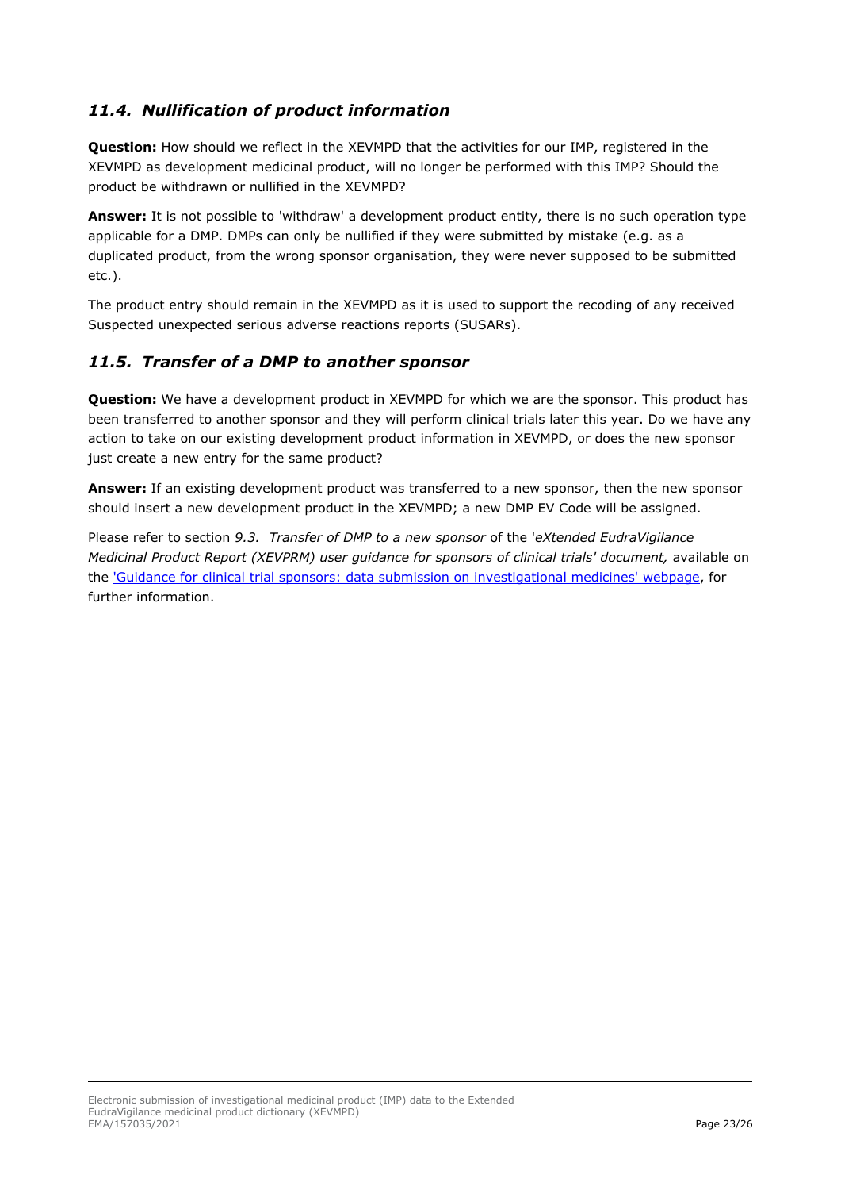## *11.4. Nullification of product information*

**Question:** How should we reflect in the XEVMPD that the activities for our IMP, registered in the XEVMPD as development medicinal product, will no longer be performed with this IMP? Should the product be withdrawn or nullified in the XEVMPD?

**Answer:** It is not possible to 'withdraw' a development product entity, there is no such operation type applicable for a DMP. DMPs can only be nullified if they were submitted by mistake (e.g. as a duplicated product, from the wrong sponsor organisation, they were never supposed to be submitted etc.).

The product entry should remain in the XEVMPD as it is used to support the recoding of any received Suspected unexpected serious adverse reactions reports (SUSARs).

## *11.5. Transfer of a DMP to another sponsor*

**Question:** We have a development product in XEVMPD for which we are the sponsor. This product has been transferred to another sponsor and they will perform clinical trials later this year. Do we have any action to take on our existing development product information in XEVMPD, or does the new sponsor just create a new entry for the same product?

**Answer:** If an existing development product was transferred to a new sponsor, then the new sponsor should insert a new development product in the XEVMPD; a new DMP EV Code will be assigned.

Please refer to section *9.3. Transfer of DMP to a new sponsor* of the '*eXtended EudraVigilance Medicinal Product Report (XEVPRM) user guidance for sponsors of clinical trials' document,* available on the 'Guidance for clinical trial sponsors: data submission on investigational medicines' webpage, for further information.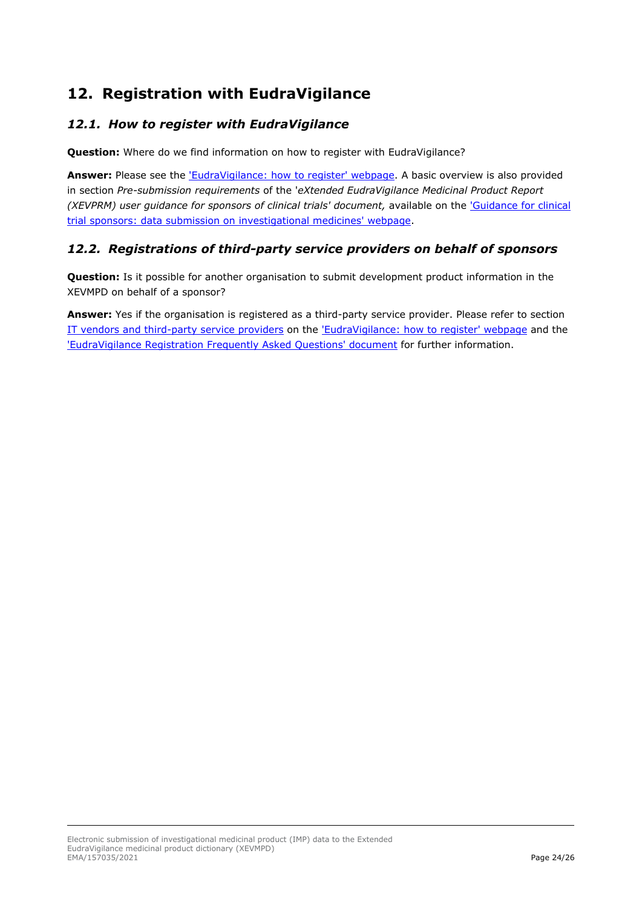# 12. Registration with EudraVigilance

## 12.1. How to register with EudraVigilance

**Question:** Where do we find information on how to register with EudraVigilance?

**Answer:** Please see the 'EudraVigilance: how to register' webpage. A basic overview is also provided in section *Pre-submission requirements* of the '*eXtended EudraVigilance Medicinal Product Report (XEVPRM) user guidance for sponsors of clinical trials' document,* available on the 'Guidance for clinical trial sponsors: data submission on investigational medicines' webpage.

## 12.2. Registrations of third-party service providers on behalf of sponsors

**Question:** Is it possible for another organisation to submit development product information in the XEVMPD on behalf of a sponsor?

**Answer:** Yes if the organisation is registered as a third-party service provider. Please refer to section IT vendors and third-party service providers on the 'EudraVigilance: how to register' webpage and the 'EudraVigilance Registration Frequently Asked Questions' document for further information.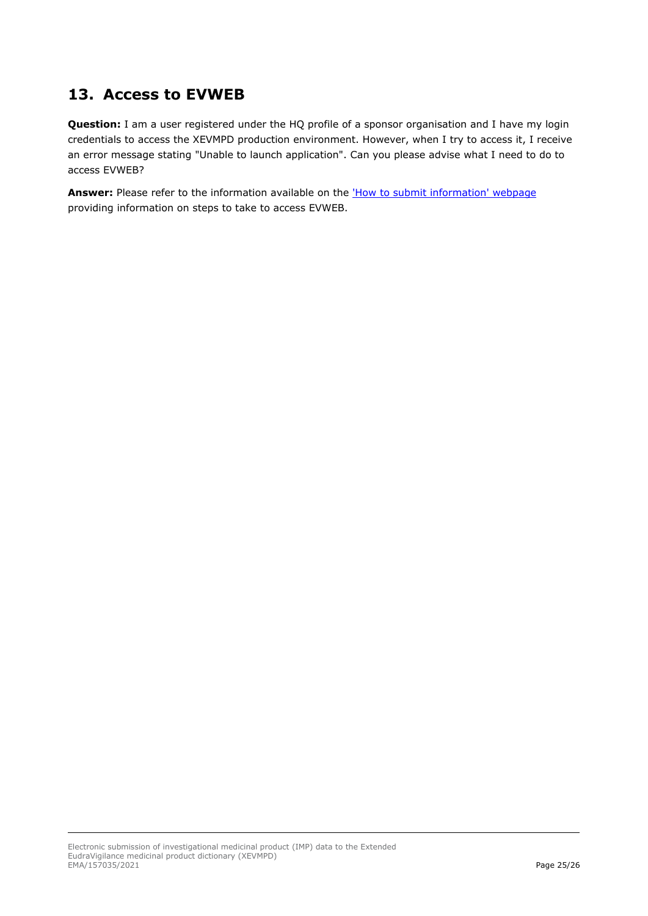## 13. Access to EVWEB

**Question:** I am a user registered under the HQ profile of a sponsor organisation and I have my login credentials to access the XEVMPD production environment. However, when I try to access it, I receive an error message stating "Unable to launch application". Can you please advise what I need to do to access EVWEB?

**Answer:** Please refer to the information available on the 'How to submit information' webpage providing information on steps to take to access EVWEB.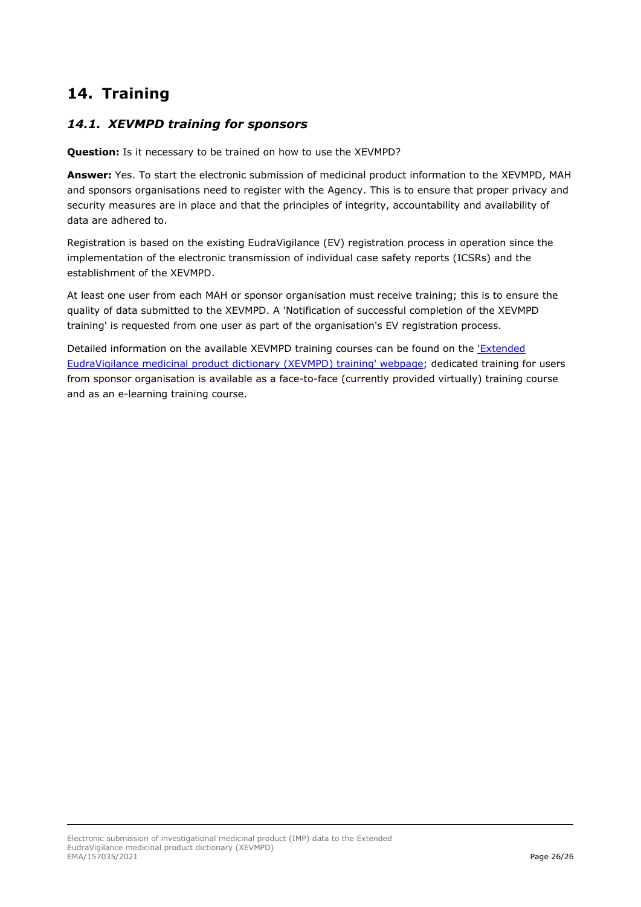# 14. Training

## *14.1. XEVMPD training for sponsors*

**Question:** Is it necessary to be trained on how to use the XEVMPD?

**Answer:** Yes. To start the electronic submission of medicinal product information to the XEVMPD, MAH and sponsors organisations need to register with the Agency. This is to ensure that proper privacy and security measures are in place and that the principles of integrity, accountability and availability of data are adhered to.

Registration is based on the existing EudraVigilance (EV) registration process in operation since the implementation of the electronic transmission of individual case safety reports (ICSRs) and the establishment of the XEVMPD.

At least one user from each MAH or sponsor organisation must receive training; this is to ensure the quality of data submitted to the XEVMPD. A 'Notification of successful completion of the XEVMPD training' is requested from one user as part of the organisation's EV registration process.

Detailed information on the available XEVMPD training courses can be found on the 'Extended EudraVigilance medicinal product dictionary (XEVMPD) training' webpage; dedicated training for users from sponsor organisation is available as a face-to-face (currently provided virtually) training course and as an e-learning training course.